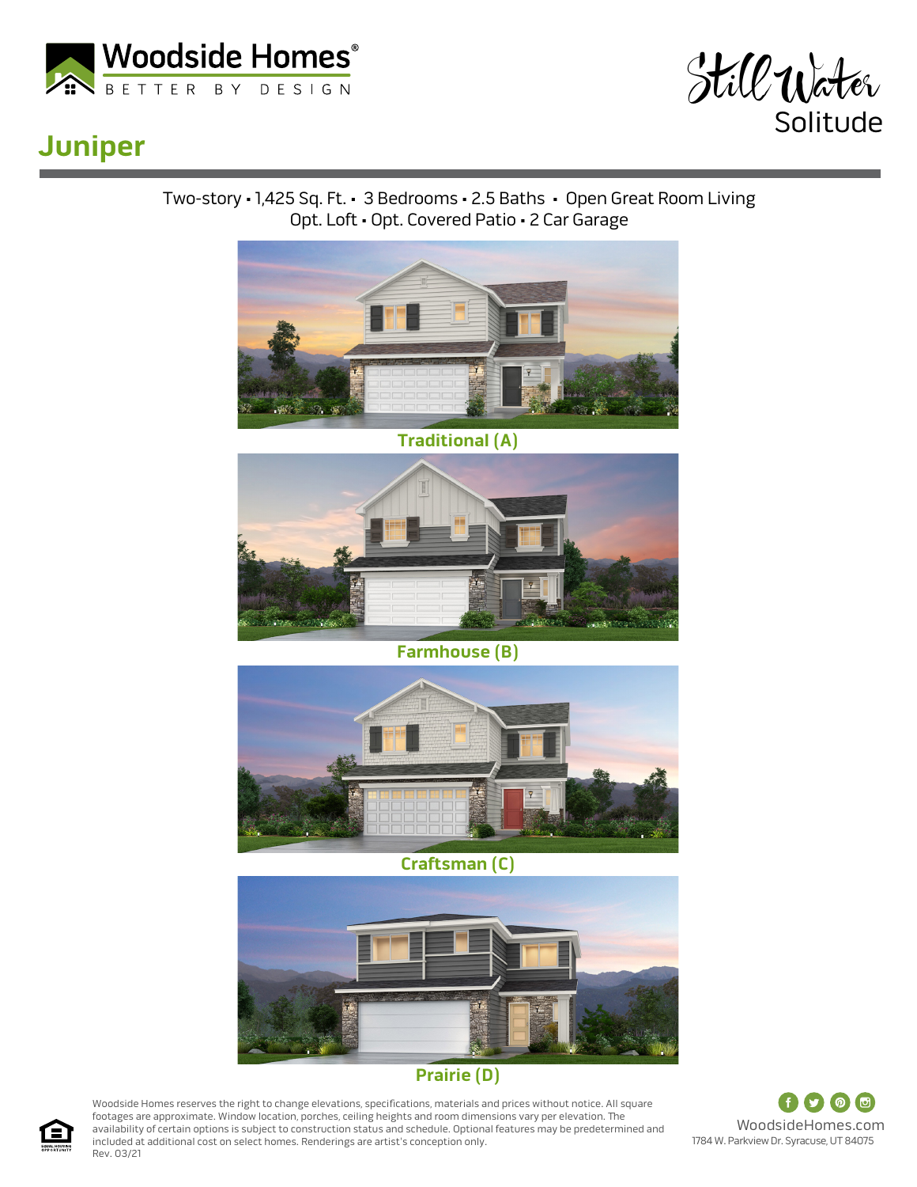Woodside Homes®
BETTER BY DESIGN

Still Water
Solitude

# Juniper

Two-story • 1,425 Sq. Ft. • 3 Bedrooms • 2.5 Baths • Open Great Room Living
Opt. Loft • Opt. Covered Patio • 2 Car Garage

**Traditional (A)**

**Farmhouse (B)**

**Craftsman (C)**

**Prairie (D)**

Woodside Homes reserves the right to change elevations, specifications, materials and prices without notice. All square footages are approximate. Window location, porches, ceiling heights and room dimensions vary per elevation. The availability of certain options is subject to construction status and schedule. Optional features may be predetermined and included at additional cost on select homes. Renderings are artist's conception only.
Rev. 03/21

WoodsideHomes.com
1784 W. Parkview Dr. Syracuse, UT 84075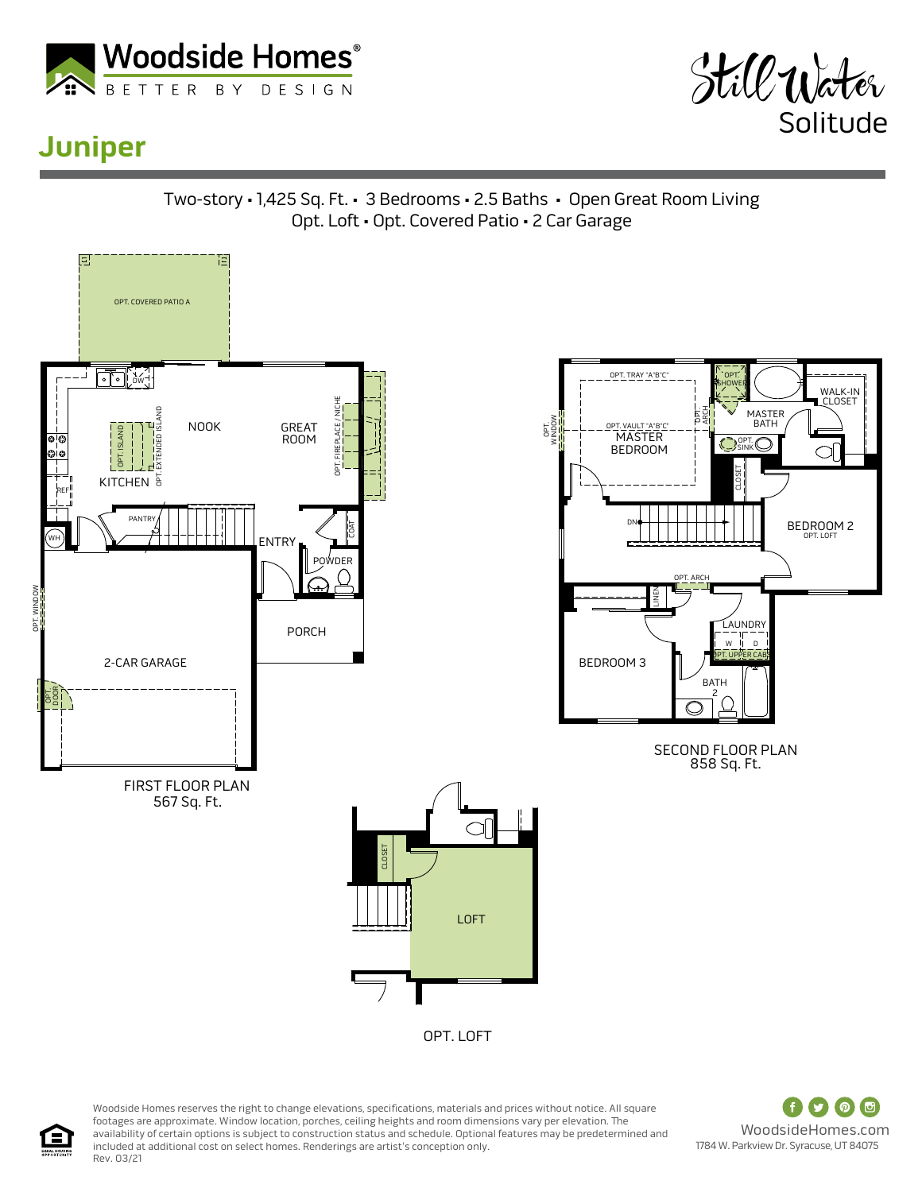Woodside Homes®

BETTER BY DESIGN

Still Water

Solitude

# Juniper

Two-story • 1,425 Sq. Ft. • 3 Bedrooms • 2.5 Baths • Open Great Room Living
Opt. Loft • Opt. Covered Patio • 2 Car Garage

OPT. COVERED PATIO A

DW

NOOK

GREAT ROOM

OPT. ISLAND

OPT. EXTENDED ISLAND

OPT. FIREPLACE / NICHE

KITCHEN

REF

PANTRY

WH

ENTRY

COAT

POWDER

OPT. WINDOW

PORCH

2-CAR GARAGE

OPT. DOOR

FIRST FLOOR PLAN
567 Sq. Ft.

OPT. TRAY "A"B"C"

OPT. SHOWER

WALK-IN CLOSET

OPT. WINDOW

OPT. VAULT "A"B"C"

MASTER BEDROOM

OPT. ARCH

MASTER BATH

OPT. SINK

CLOSET

DN

BEDROOM 2
OPT. LOFT

OPT. ARCH

LINEN

LAUNDRY

W D

OPT. UPPER CABS

BEDROOM 3

BATH 2

SECOND FLOOR PLAN
858 Sq. Ft.

CLOSET

LOFT

OPT. LOFT

Woodside Homes reserves the right to change elevations, specifications, materials and prices without notice. All square footages are approximate. Window location, porches, ceiling heights and room dimensions vary per elevation. The availability of certain options is subject to construction status and schedule. Optional features may be predetermined and included at additional cost on select homes. Renderings are artist's conception only.
Rev. 03/21

WoodsideHomes.com
1784 W. Parkview Dr. Syracuse, UT 84075